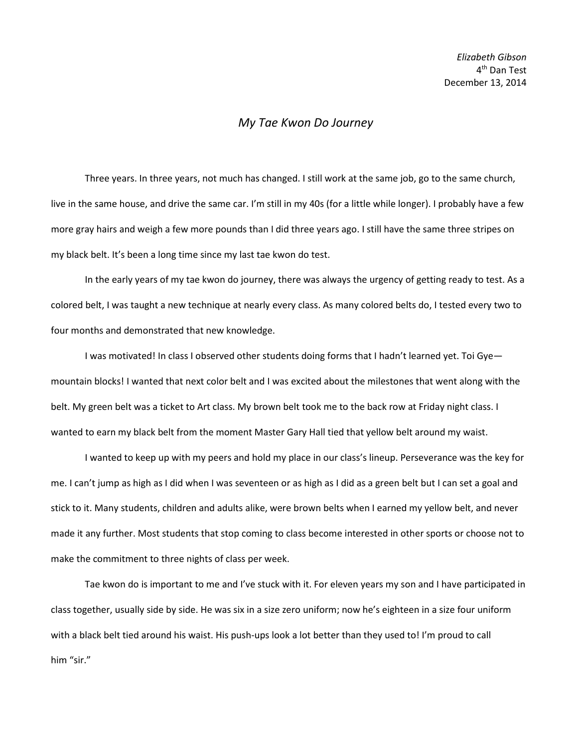*Elizabeth Gibson*
4th Dan Test
December 13, 2014

# *My Tae Kwon Do Journey*

Three years. In three years, not much has changed. I still work at the same job, go to the same church, live in the same house, and drive the same car. I'm still in my 40s (for a little while longer). I probably have a few more gray hairs and weigh a few more pounds than I did three years ago. I still have the same three stripes on my black belt. It's been a long time since my last tae kwon do test.

In the early years of my tae kwon do journey, there was always the urgency of getting ready to test. As a colored belt, I was taught a new technique at nearly every class. As many colored belts do, I tested every two to four months and demonstrated that new knowledge.

I was motivated! In class I observed other students doing forms that I hadn't learned yet. Toi Gye—mountain blocks! I wanted that next color belt and I was excited about the milestones that went along with the belt. My green belt was a ticket to Art class. My brown belt took me to the back row at Friday night class. I wanted to earn my black belt from the moment Master Gary Hall tied that yellow belt around my waist.

I wanted to keep up with my peers and hold my place in our class's lineup. Perseverance was the key for me. I can't jump as high as I did when I was seventeen or as high as I did as a green belt but I can set a goal and stick to it. Many students, children and adults alike, were brown belts when I earned my yellow belt, and never made it any further. Most students that stop coming to class become interested in other sports or choose not to make the commitment to three nights of class per week.

Tae kwon do is important to me and I've stuck with it. For eleven years my son and I have participated in class together, usually side by side. He was six in a size zero uniform; now he's eighteen in a size four uniform with a black belt tied around his waist. His push-ups look a lot better than they used to! I'm proud to call him "sir."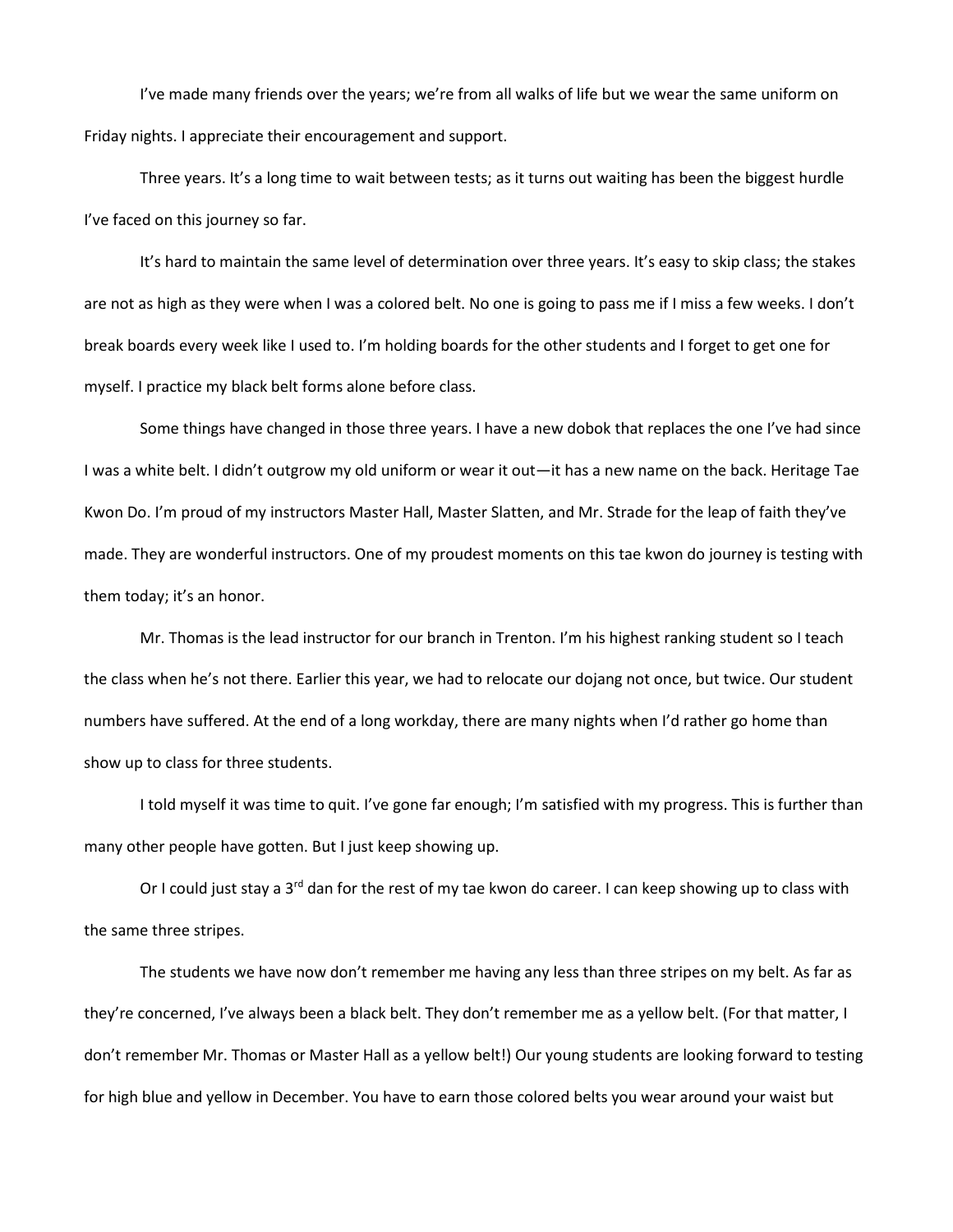I've made many friends over the years; we're from all walks of life but we wear the same uniform on Friday nights. I appreciate their encouragement and support.

Three years. It's a long time to wait between tests; as it turns out waiting has been the biggest hurdle I've faced on this journey so far.

It's hard to maintain the same level of determination over three years. It's easy to skip class; the stakes are not as high as they were when I was a colored belt. No one is going to pass me if I miss a few weeks. I don't break boards every week like I used to. I'm holding boards for the other students and I forget to get one for myself. I practice my black belt forms alone before class.

Some things have changed in those three years. I have a new dobok that replaces the one I've had since I was a white belt. I didn't outgrow my old uniform or wear it out—it has a new name on the back. Heritage Tae Kwon Do. I'm proud of my instructors Master Hall, Master Slatten, and Mr. Strade for the leap of faith they've made. They are wonderful instructors. One of my proudest moments on this tae kwon do journey is testing with them today; it's an honor.

Mr. Thomas is the lead instructor for our branch in Trenton. I'm his highest ranking student so I teach the class when he's not there. Earlier this year, we had to relocate our dojang not once, but twice. Our student numbers have suffered. At the end of a long workday, there are many nights when I'd rather go home than show up to class for three students.

I told myself it was time to quit. I've gone far enough; I'm satisfied with my progress. This is further than many other people have gotten. But I just keep showing up.

Or I could just stay a 3rd dan for the rest of my tae kwon do career. I can keep showing up to class with the same three stripes.

The students we have now don't remember me having any less than three stripes on my belt. As far as they're concerned, I've always been a black belt. They don't remember me as a yellow belt. (For that matter, I don't remember Mr. Thomas or Master Hall as a yellow belt!) Our young students are looking forward to testing for high blue and yellow in December. You have to earn those colored belts you wear around your waist but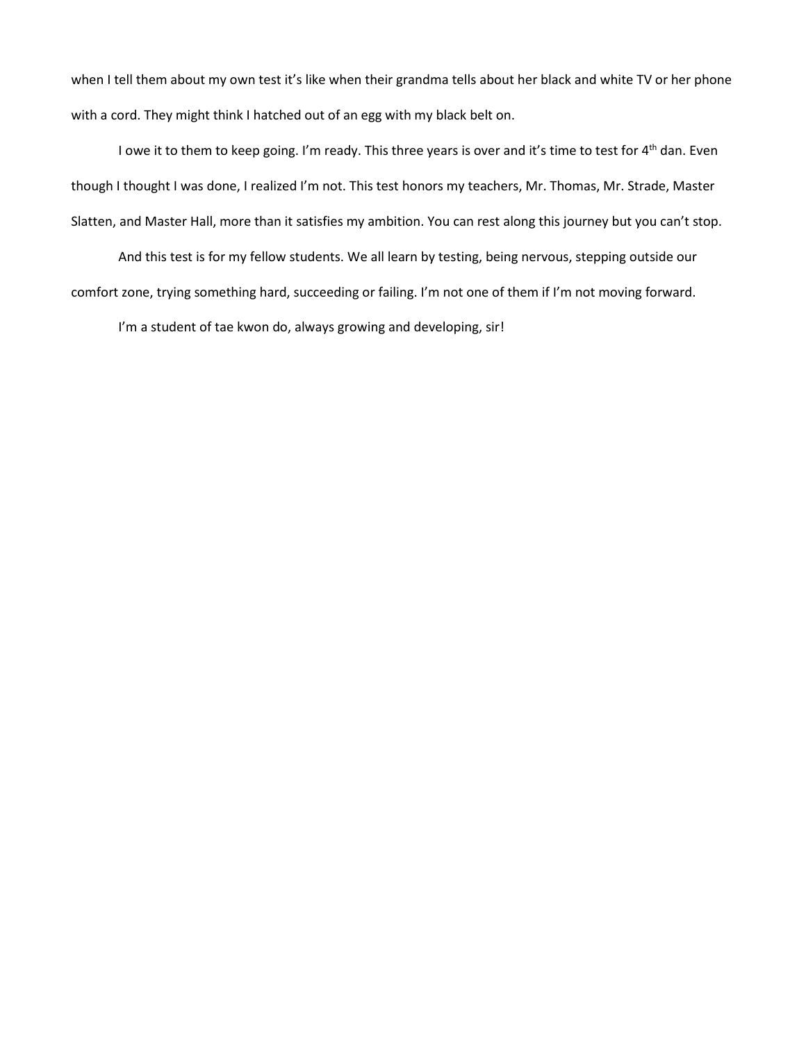when I tell them about my own test it's like when their grandma tells about her black and white TV or her phone with a cord. They might think I hatched out of an egg with my black belt on.

I owe it to them to keep going. I'm ready. This three years is over and it's time to test for 4th dan. Even though I thought I was done, I realized I'm not. This test honors my teachers, Mr. Thomas, Mr. Strade, Master Slatten, and Master Hall, more than it satisfies my ambition. You can rest along this journey but you can't stop.

And this test is for my fellow students. We all learn by testing, being nervous, stepping outside our comfort zone, trying something hard, succeeding or failing. I'm not one of them if I'm not moving forward.

I'm a student of tae kwon do, always growing and developing, sir!